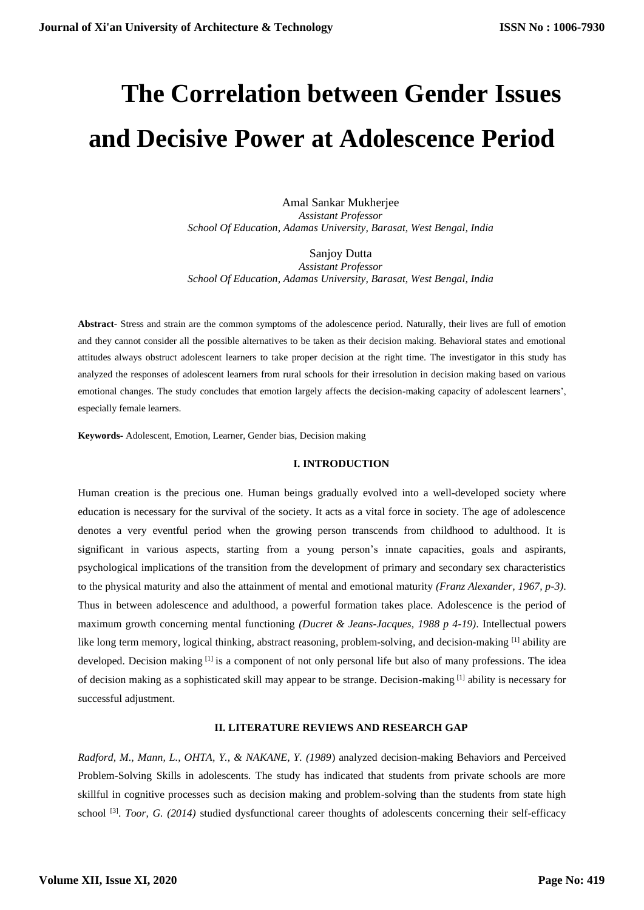# The Correlation between Gender Issues and Decisive Power at Adolescence Period

Amal Sankar Mukherjee
*Assistant Professor*
*School Of Education, Adamas University, Barasat, West Bengal, India*

Sanjoy Dutta
*Assistant Professor*
*School Of Education, Adamas University, Barasat, West Bengal, India*

**Abstract-** Stress and strain are the common symptoms of the adolescence period. Naturally, their lives are full of emotion and they cannot consider all the possible alternatives to be taken as their decision making. Behavioral states and emotional attitudes always obstruct adolescent learners to take proper decision at the right time. The investigator in this study has analyzed the responses of adolescent learners from rural schools for their irresolution in decision making based on various emotional changes. The study concludes that emotion largely affects the decision-making capacity of adolescent learners', especially female learners.

**Keywords-** Adolescent, Emotion, Learner, Gender bias, Decision making

## I. INTRODUCTION

Human creation is the precious one. Human beings gradually evolved into a well-developed society where education is necessary for the survival of the society. It acts as a vital force in society. The age of adolescence denotes a very eventful period when the growing person transcends from childhood to adulthood. It is significant in various aspects, starting from a young person's innate capacities, goals and aspirants, psychological implications of the transition from the development of primary and secondary sex characteristics to the physical maturity and also the attainment of mental and emotional maturity *(Franz Alexander, 1967, p-3)*. Thus in between adolescence and adulthood, a powerful formation takes place. Adolescence is the period of maximum growth concerning mental functioning *(Ducret & Jeans-Jacques, 1988 p 4-19)*. Intellectual powers like long term memory, logical thinking, abstract reasoning, problem-solving, and decision-making [1] ability are developed. Decision making [1] is a component of not only personal life but also of many professions. The idea of decision making as a sophisticated skill may appear to be strange. Decision-making [1] ability is necessary for successful adjustment.

## II. LITERATURE REVIEWS AND RESEARCH GAP

*Radford, M., Mann, L., OHTA, Y., & NAKANE, Y. (1989*) analyzed decision-making Behaviors and Perceived Problem-Solving Skills in adolescents. The study has indicated that students from private schools are more skillful in cognitive processes such as decision making and problem-solving than the students from state high school [3]. *Toor, G. (2014)* studied dysfunctional career thoughts of adolescents concerning their self-efficacy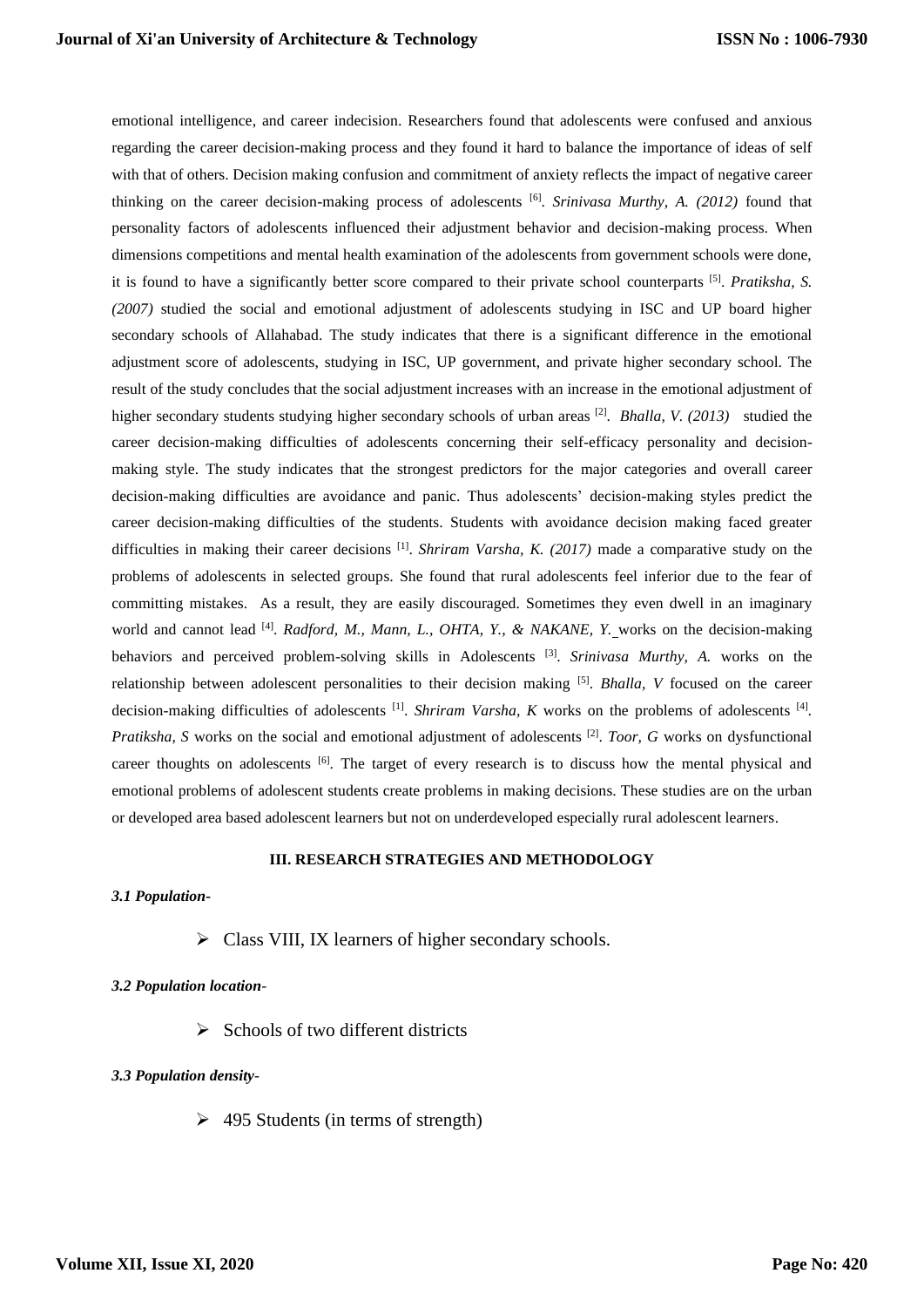emotional intelligence, and career indecision. Researchers found that adolescents were confused and anxious regarding the career decision-making process and they found it hard to balance the importance of ideas of self with that of others. Decision making confusion and commitment of anxiety reflects the impact of negative career thinking on the career decision-making process of adolescents [6]. *Srinivasa Murthy, A. (2012)* found that personality factors of adolescents influenced their adjustment behavior and decision-making process. When dimensions competitions and mental health examination of the adolescents from government schools were done, it is found to have a significantly better score compared to their private school counterparts [5]. *Pratiksha, S. (2007)* studied the social and emotional adjustment of adolescents studying in ISC and UP board higher secondary schools of Allahabad. The study indicates that there is a significant difference in the emotional adjustment score of adolescents, studying in ISC, UP government, and private higher secondary school. The result of the study concludes that the social adjustment increases with an increase in the emotional adjustment of higher secondary students studying higher secondary schools of urban areas [2]. *Bhalla, V. (2013)* studied the career decision-making difficulties of adolescents concerning their self-efficacy personality and decision-making style. The study indicates that the strongest predictors for the major categories and overall career decision-making difficulties are avoidance and panic. Thus adolescents' decision-making styles predict the career decision-making difficulties of the students. Students with avoidance decision making faced greater difficulties in making their career decisions [1]. *Shriram Varsha, K. (2017)* made a comparative study on the problems of adolescents in selected groups. She found that rural adolescents feel inferior due to the fear of committing mistakes. As a result, they are easily discouraged. Sometimes they even dwell in an imaginary world and cannot lead [4]. *Radford, M., Mann, L., OHTA, Y., & NAKANE, Y.* works on the decision-making behaviors and perceived problem-solving skills in Adolescents [3]. *Srinivasa Murthy, A.* works on the relationship between adolescent personalities to their decision making [5]. *Bhalla, V* focused on the career decision-making difficulties of adolescents [1]. *Shriram Varsha, K* works on the problems of adolescents [4]. *Pratiksha, S* works on the social and emotional adjustment of adolescents [2]. *Toor, G* works on dysfunctional career thoughts on adolescents [6]. The target of every research is to discuss how the mental physical and emotional problems of adolescent students create problems in making decisions. These studies are on the urban or developed area based adolescent learners but not on underdeveloped especially rural adolescent learners.

## III. RESEARCH STRATEGIES AND METHODOLOGY

### *3.1 Population-*

- Class VIII, IX learners of higher secondary schools.

### *3.2 Population location-*

- Schools of two different districts

### *3.3 Population density-*

- 495 Students (in terms of strength)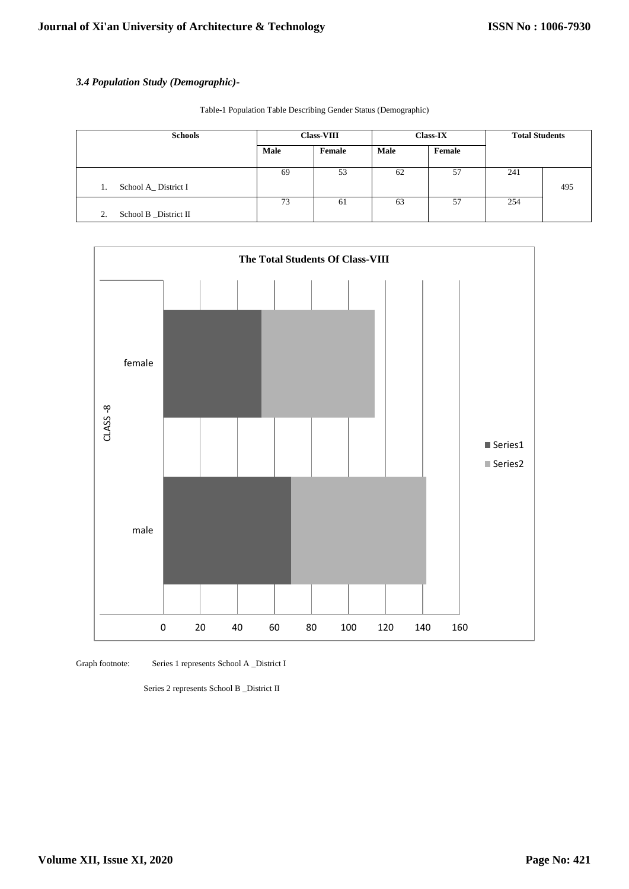### *3.4 Population Study (Demographic)-*

Table-1 Population Table Describing Gender Status (Demographic)

| Schools | Class-VIII | | Class-IX | | Total Students | |
|---|---|---|---|---|---|---|
| | Male | Female | Male | Female | | |
| 1. School A_ District I | 69 | 53 | 62 | 57 | 241 | 495 |
| 2. School B _District II | 73 | 61 | 63 | 57 | 254 | |

Graph footnote: Series 1 represents School A _District I

Series 2 represents School B _District II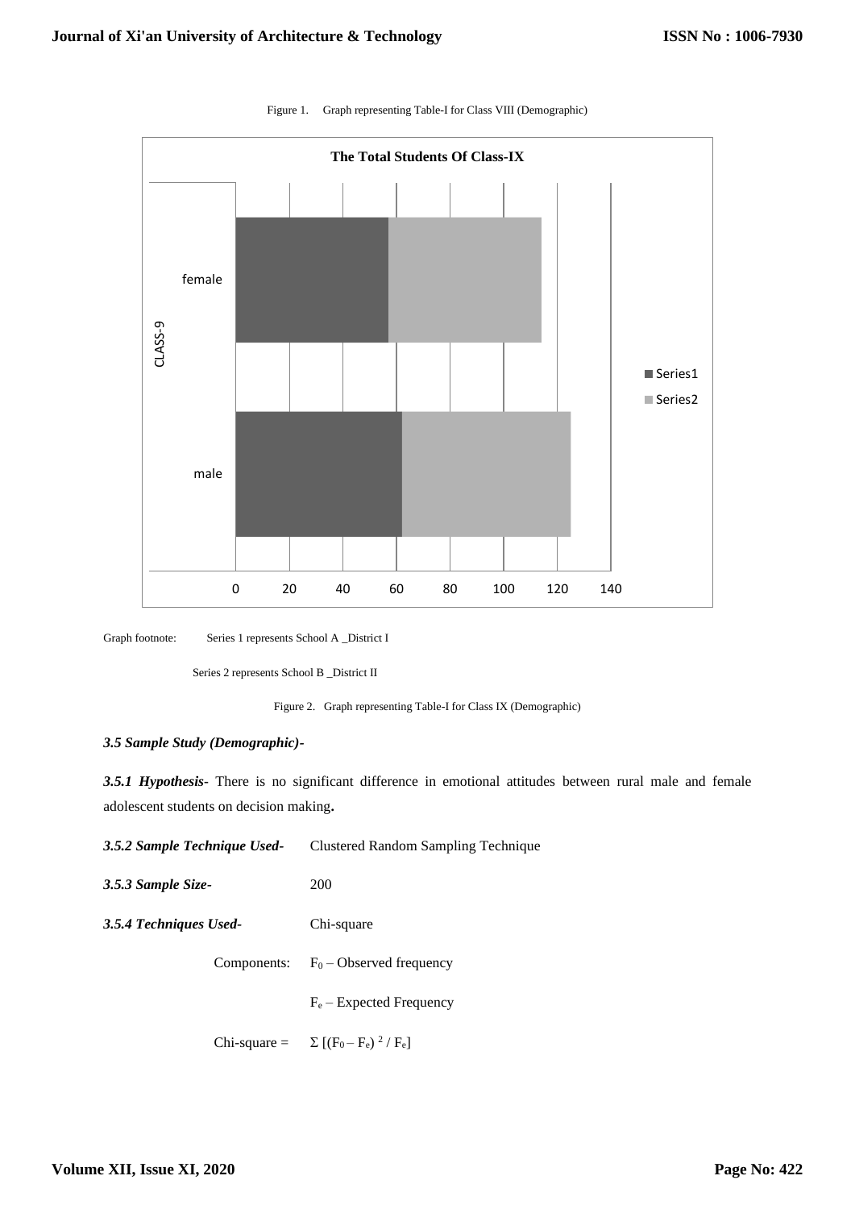Figure 1. Graph representing Table-I for Class VIII (Demographic)

Graph footnote: Series 1 represents School A _District I

Series 2 represents School B _District II

Figure 2. Graph representing Table-I for Class IX (Demographic)

***3.5 Sample Study (Demographic)-***

***3.5.1 Hypothesis-*** There is no significant difference in emotional attitudes between rural male and female adolescent students on decision making**.**

***3.5.2 Sample Technique Used-*** Clustered Random Sampling Technique

***3.5.3 Sample Size-*** 200

***3.5.4 Techniques Used-*** Chi-square

Components: $F_0$ – Observed frequency

$F_e$ – Expected Frequency

Chi-square = $\Sigma\,[(F_0 - F_e)^2 / F_e]$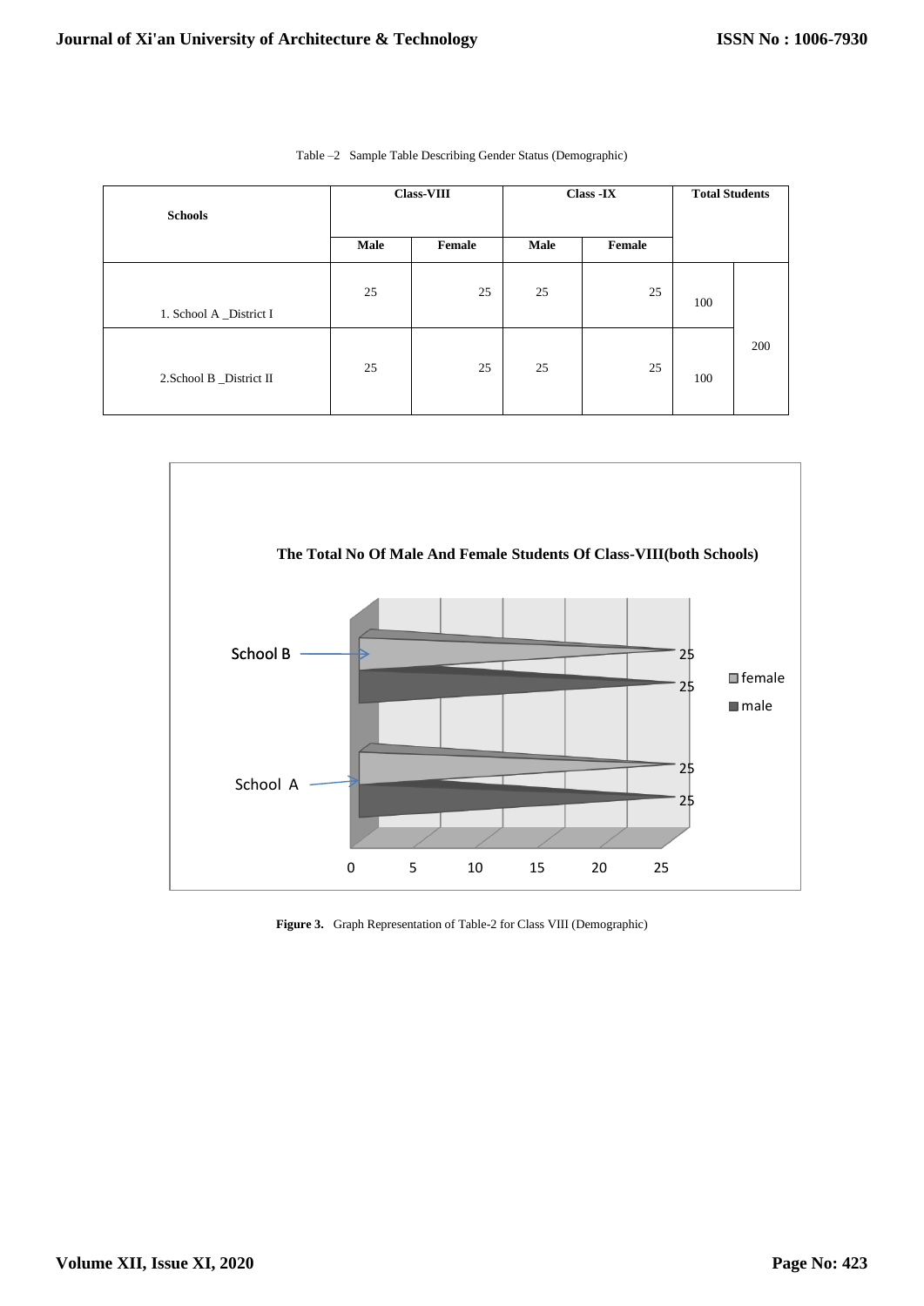Table –2 Sample Table Describing Gender Status (Demographic)

| Schools | Class-VIII | | Class -IX | | Total Students | |
|---|---|---|---|---|---|---|
| | Male | Female | Male | Female | | |
| 1. School A _District I | 25 | 25 | 25 | 25 | 100 | 200 |
| 2.School B _District II | 25 | 25 | 25 | 25 | 100 | |

**Figure 3.** Graph Representation of Table-2 for Class VIII (Demographic)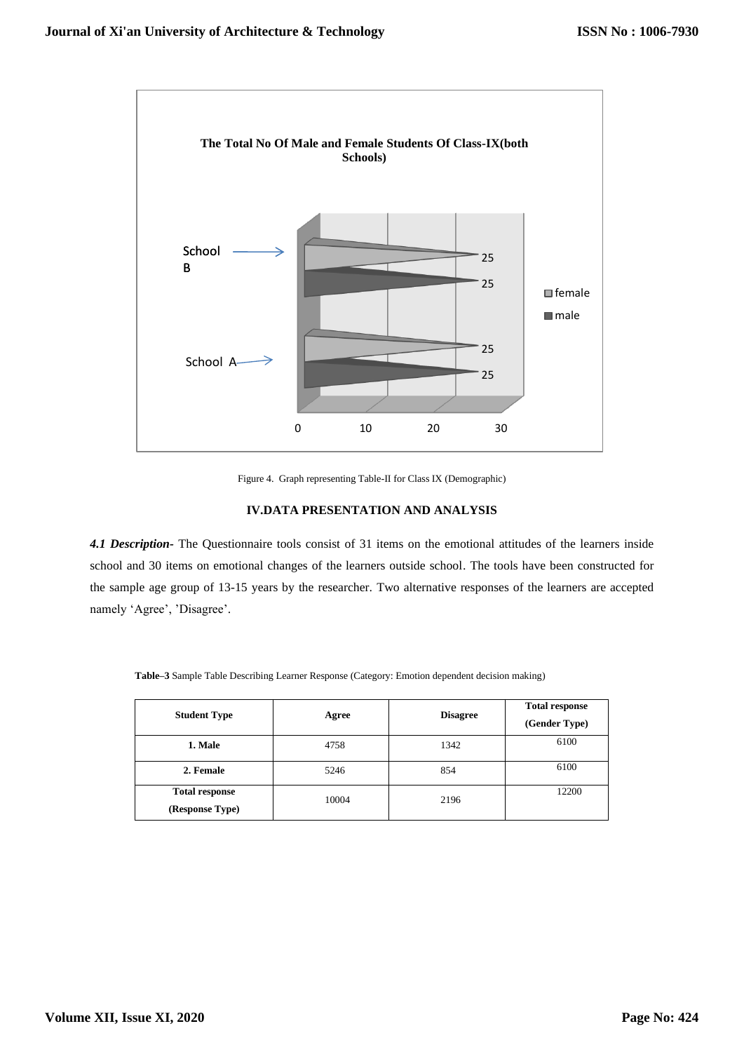The Total No Of Male and Female Students Of Class-IX(both Schools)

Figure 4. Graph representing Table-II for Class IX (Demographic)

## IV.DATA PRESENTATION AND ANALYSIS

***4.1 Description-*** The Questionnaire tools consist of 31 items on the emotional attitudes of the learners inside school and 30 items on emotional changes of the learners outside school. The tools have been constructed for the sample age group of 13-15 years by the researcher. Two alternative responses of the learners are accepted namely 'Agree', 'Disagree'.

**Table–3** Sample Table Describing Learner Response (Category: Emotion dependent decision making)

| Student Type | Agree | Disagree | Total response (Gender Type) |
|---|---|---|---|
| **1. Male** | 4758 | 1342 | 6100 |
| **2. Female** | 5246 | 854 | 6100 |
| **Total response (Response Type)** | 10004 | 2196 | 12200 |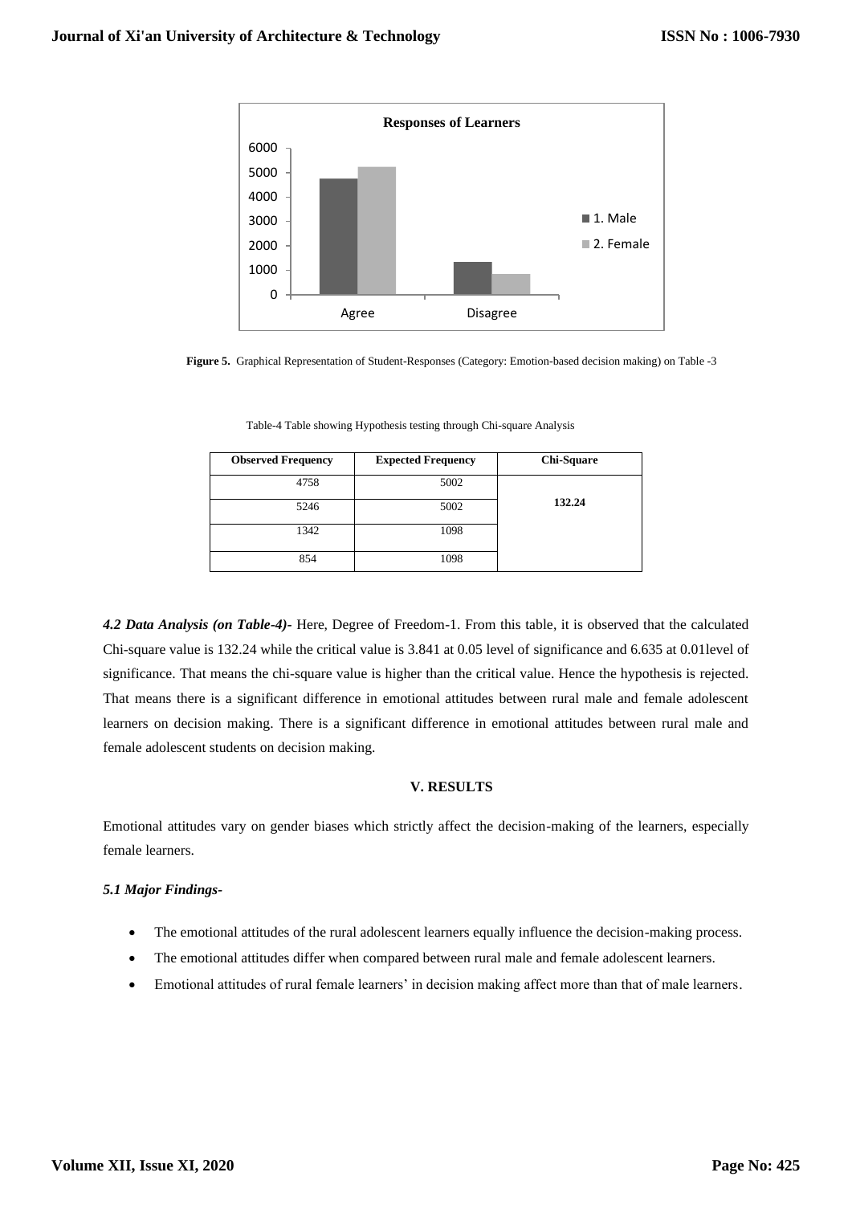Figure 5. Graphical Representation of Student-Responses (Category: Emotion-based decision making) on Table -3

Table-4 Table showing Hypothesis testing through Chi-square Analysis

| Observed Frequency | Expected Frequency | Chi-Square |
|---|---|---|
| 4758 | 5002 | 132.24 |
| 5246 | 5002 | |
| 1342 | 1098 | |
| 854 | 1098 | |

***4.2 Data Analysis (on Table-4)-*** Here, Degree of Freedom-1. From this table, it is observed that the calculated Chi-square value is 132.24 while the critical value is 3.841 at 0.05 level of significance and 6.635 at 0.01level of significance. That means the chi-square value is higher than the critical value. Hence the hypothesis is rejected. That means there is a significant difference in emotional attitudes between rural male and female adolescent learners on decision making. There is a significant difference in emotional attitudes between rural male and female adolescent students on decision making.

## V. RESULTS

Emotional attitudes vary on gender biases which strictly affect the decision-making of the learners, especially female learners.

***5.1 Major Findings-***

- The emotional attitudes of the rural adolescent learners equally influence the decision-making process.
- The emotional attitudes differ when compared between rural male and female adolescent learners.
- Emotional attitudes of rural female learners' in decision making affect more than that of male learners.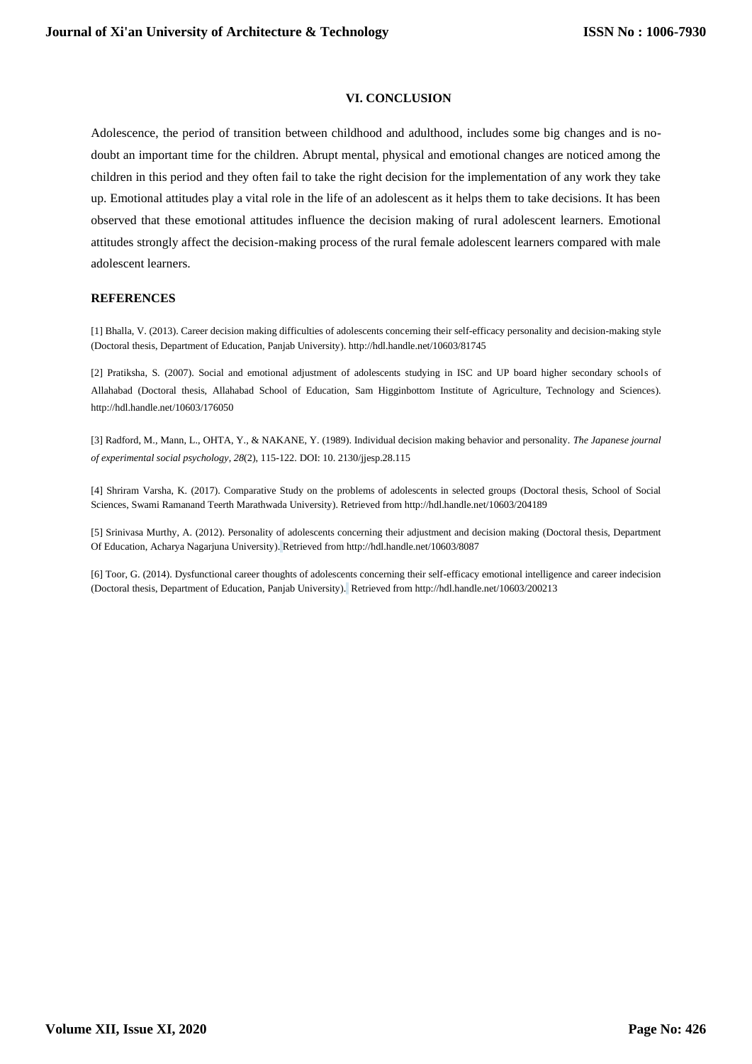## VI. CONCLUSION

Adolescence, the period of transition between childhood and adulthood, includes some big changes and is no-doubt an important time for the children. Abrupt mental, physical and emotional changes are noticed among the children in this period and they often fail to take the right decision for the implementation of any work they take up. Emotional attitudes play a vital role in the life of an adolescent as it helps them to take decisions. It has been observed that these emotional attitudes influence the decision making of rural adolescent learners. Emotional attitudes strongly affect the decision-making process of the rural female adolescent learners compared with male adolescent learners.

## REFERENCES

[1] Bhalla, V. (2013). Career decision making difficulties of adolescents concerning their self-efficacy personality and decision-making style (Doctoral thesis, Department of Education, Panjab University). http://hdl.handle.net/10603/81745

[2] Pratiksha, S. (2007). Social and emotional adjustment of adolescents studying in ISC and UP board higher secondary schools of Allahabad (Doctoral thesis, Allahabad School of Education, Sam Higginbottom Institute of Agriculture, Technology and Sciences). http://hdl.handle.net/10603/176050

[3] Radford, M., Mann, L., OHTA, Y., & NAKANE, Y. (1989). Individual decision making behavior and personality. *The Japanese journal of experimental social psychology*, *28*(2), 115-122. DOI: 10. 2130/jjesp.28.115

[4] Shriram Varsha, K. (2017). Comparative Study on the problems of adolescents in selected groups (Doctoral thesis, School of Social Sciences, Swami Ramanand Teerth Marathwada University). Retrieved from http://hdl.handle.net/10603/204189

[5] Srinivasa Murthy, A. (2012). Personality of adolescents concerning their adjustment and decision making (Doctoral thesis, Department Of Education, Acharya Nagarjuna University). Retrieved from http://hdl.handle.net/10603/8087

[6] Toor, G. (2014). Dysfunctional career thoughts of adolescents concerning their self-efficacy emotional intelligence and career indecision (Doctoral thesis, Department of Education, Panjab University). Retrieved from http://hdl.handle.net/10603/200213